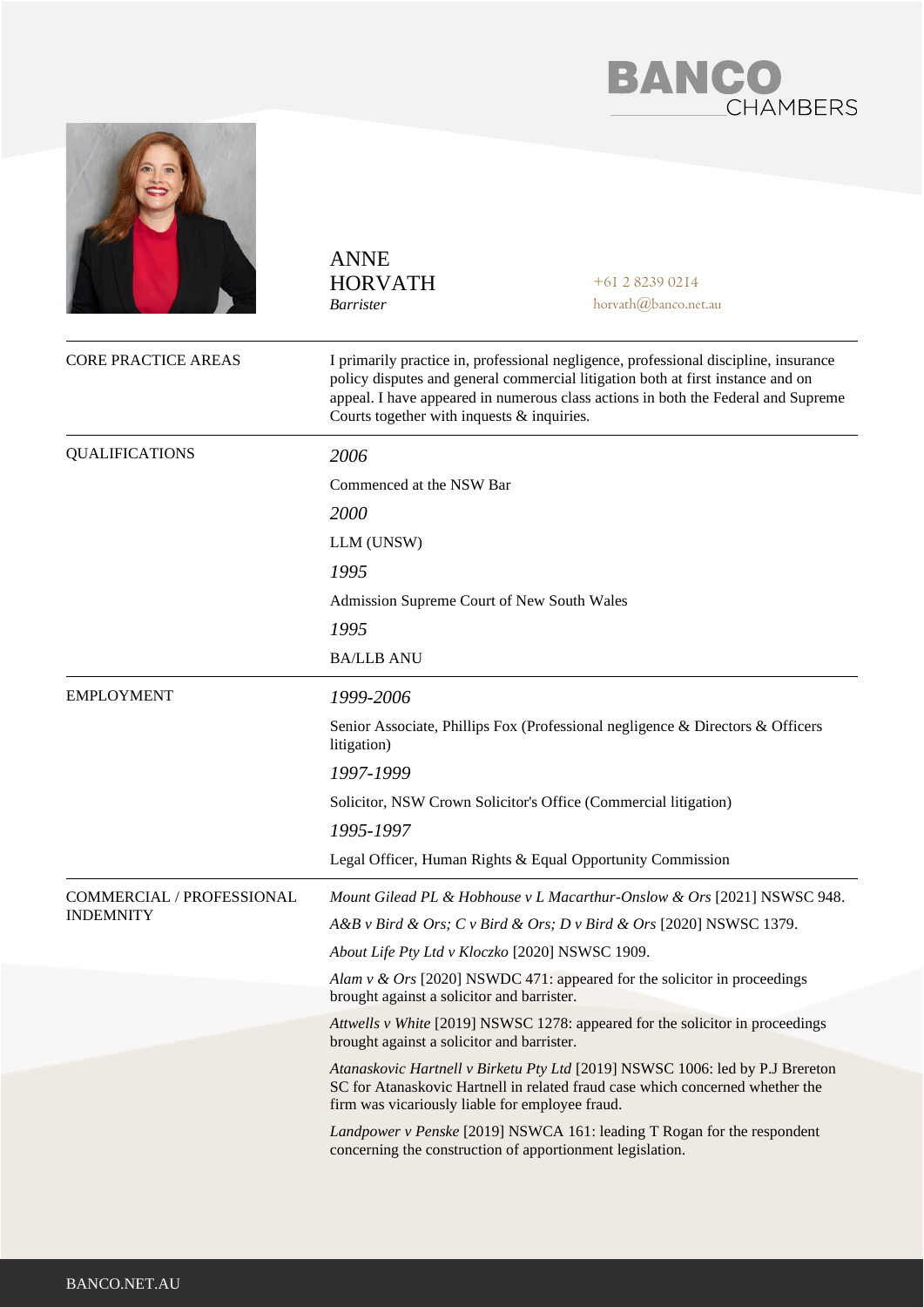BANCO CHAMBERS

# ANNE HORVATH

*Barrister*

+61 2 8239 0214
horvath@banco.net.au

## CORE PRACTICE AREAS

I primarily practice in, professional negligence, professional discipline, insurance policy disputes and general commercial litigation both at first instance and on appeal. I have appeared in numerous class actions in both the Federal and Supreme Courts together with inquests & inquiries.

## QUALIFICATIONS

*2006*

Commenced at the NSW Bar

*2000*

LLM (UNSW)

*1995*

Admission Supreme Court of New South Wales

*1995*

BA/LLB ANU

## EMPLOYMENT

*1999-2006*

Senior Associate, Phillips Fox (Professional negligence & Directors & Officers litigation)

*1997-1999*

Solicitor, NSW Crown Solicitor's Office (Commercial litigation)

*1995-1997*

Legal Officer, Human Rights & Equal Opportunity Commission

## COMMERCIAL / PROFESSIONAL INDEMNITY

*Mount Gilead PL & Hobhouse v L Macarthur-Onslow & Ors* [2021] NSWSC 948.

*A&B v Bird & Ors; C v Bird & Ors; D v Bird & Ors* [2020] NSWSC 1379.

*About Life Pty Ltd v Kloczko* [2020] NSWSC 1909.

*Alam v & Ors* [2020] NSWDC 471: appeared for the solicitor in proceedings brought against a solicitor and barrister.

*Attwells v White* [2019] NSWSC 1278: appeared for the solicitor in proceedings brought against a solicitor and barrister.

*Atanaskovic Hartnell v Birketu Pty Ltd* [2019] NSWSC 1006: led by P.J Brereton SC for Atanaskovic Hartnell in related fraud case which concerned whether the firm was vicariously liable for employee fraud.

*Landpower v Penske* [2019] NSWCA 161: leading T Rogan for the respondent concerning the construction of apportionment legislation.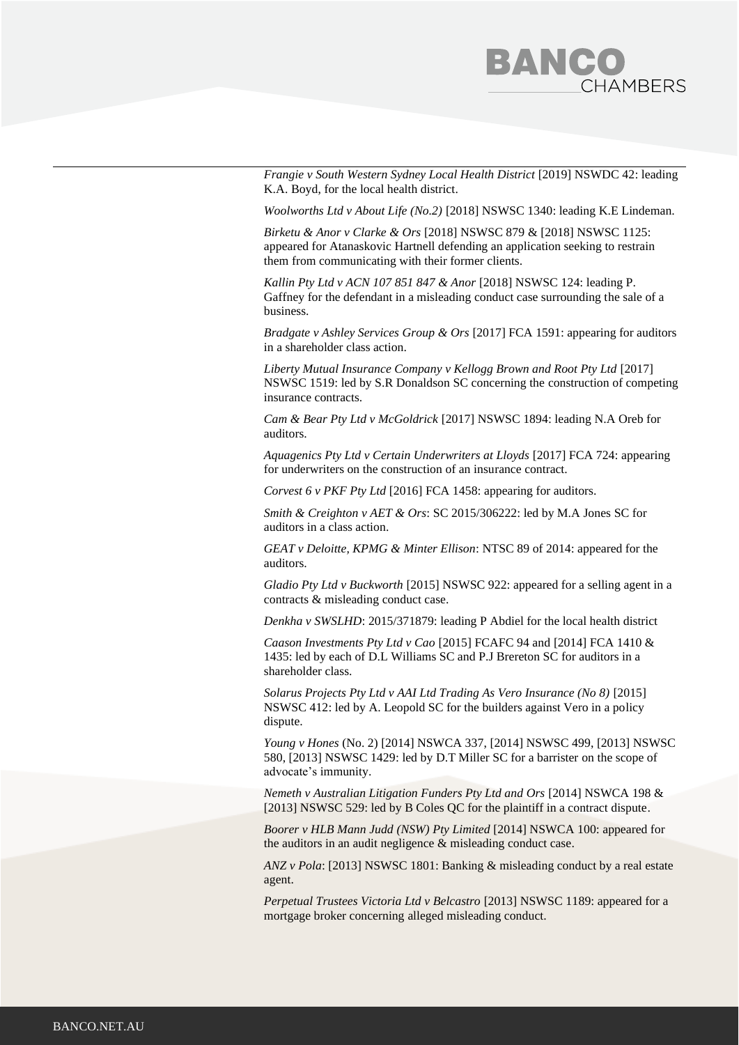*Frangie v South Western Sydney Local Health District* [2019] NSWDC 42: leading K.A. Boyd, for the local health district.

*Woolworths Ltd v About Life (No.2)* [2018] NSWSC 1340: leading K.E Lindeman.

*Birketu & Anor v Clarke & Ors* [2018] NSWSC 879 & [2018] NSWSC 1125: appeared for Atanaskovic Hartnell defending an application seeking to restrain them from communicating with their former clients.

*Kallin Pty Ltd v ACN 107 851 847 & Anor* [2018] NSWSC 124: leading P. Gaffney for the defendant in a misleading conduct case surrounding the sale of a business.

*Bradgate v Ashley Services Group & Ors* [2017] FCA 1591: appearing for auditors in a shareholder class action.

*Liberty Mutual Insurance Company v Kellogg Brown and Root Pty Ltd* [2017] NSWSC 1519: led by S.R Donaldson SC concerning the construction of competing insurance contracts.

*Cam & Bear Pty Ltd v McGoldrick* [2017] NSWSC 1894: leading N.A Oreb for auditors.

*Aquagenics Pty Ltd v Certain Underwriters at Lloyds* [2017] FCA 724: appearing for underwriters on the construction of an insurance contract.

*Corvest 6 v PKF Pty Ltd* [2016] FCA 1458: appearing for auditors.

*Smith & Creighton v AET & Ors*: SC 2015/306222: led by M.A Jones SC for auditors in a class action.

*GEAT v Deloitte, KPMG & Minter Ellison*: NTSC 89 of 2014: appeared for the auditors.

*Gladio Pty Ltd v Buckworth* [2015] NSWSC 922: appeared for a selling agent in a contracts & misleading conduct case.

*Denkha v SWSLHD*: 2015/371879: leading P Abdiel for the local health district

*Caason Investments Pty Ltd v Cao* [2015] FCAFC 94 and [2014] FCA 1410 & 1435: led by each of D.L Williams SC and P.J Brereton SC for auditors in a shareholder class.

*Solarus Projects Pty Ltd v AAI Ltd Trading As Vero Insurance (No 8)* [2015] NSWSC 412: led by A. Leopold SC for the builders against Vero in a policy dispute.

*Young v Hones* (No. 2) [2014] NSWCA 337, [2014] NSWSC 499, [2013] NSWSC 580, [2013] NSWSC 1429: led by D.T Miller SC for a barrister on the scope of advocate's immunity.

*Nemeth v Australian Litigation Funders Pty Ltd and Ors* [2014] NSWCA 198 & [2013] NSWSC 529: led by B Coles QC for the plaintiff in a contract dispute.

*Boorer v HLB Mann Judd (NSW) Pty Limited* [2014] NSWCA 100: appeared for the auditors in an audit negligence & misleading conduct case.

*ANZ v Pola*: [2013] NSWSC 1801: Banking & misleading conduct by a real estate agent.

*Perpetual Trustees Victoria Ltd v Belcastro* [2013] NSWSC 1189: appeared for a mortgage broker concerning alleged misleading conduct.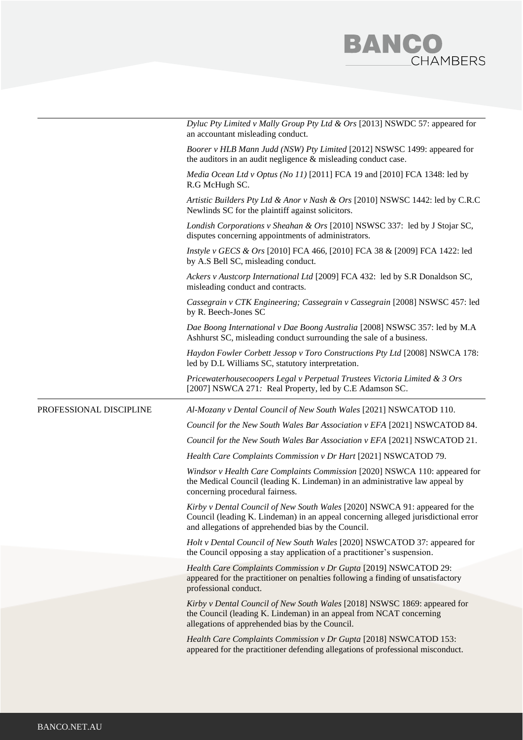| | |
|---|---|
| | *Dyluc Pty Limited v Mally Group Pty Ltd & Ors* [2013] NSWDC 57: appeared for an accountant misleading conduct. |
| | *Boorer v HLB Mann Judd (NSW) Pty Limited* [2012] NSWSC 1499: appeared for the auditors in an audit negligence & misleading conduct case. |
| | *Media Ocean Ltd v Optus (No 11)* [2011] FCA 19 and [2010] FCA 1348: led by R.G McHugh SC. |
| | *Artistic Builders Pty Ltd & Anor v Nash & Ors* [2010] NSWSC 1442: led by C.R.C Newlinds SC for the plaintiff against solicitors. |
| | *Londish Corporations v Sheahan & Ors* [2010] NSWSC 337: led by J Stojar SC, disputes concerning appointments of administrators. |
| | *Instyle v GECS & Ors* [2010] FCA 466, [2010] FCA 38 & [2009] FCA 1422: led by A.S Bell SC, misleading conduct. |
| | *Ackers v Austcorp International Ltd* [2009] FCA 432: led by S.R Donaldson SC, misleading conduct and contracts. |
| | *Cassegrain v CTK Engineering; Cassegrain v Cassegrain* [2008] NSWSC 457: led by R. Beech-Jones SC |
| | *Dae Boong International v Dae Boong Australia* [2008] NSWSC 357: led by M.A Ashhurst SC, misleading conduct surrounding the sale of a business. |
| | *Haydon Fowler Corbett Jessop v Toro Constructions Pty Ltd* [2008] NSWCA 178: led by D.L Williams SC, statutory interpretation. |
| | *Pricewaterhousecoopers Legal v Perpetual Trustees Victoria Limited & 3 Ors* [2007] NSWCA 271: Real Property, led by C.E Adamson SC. |
| PROFESSIONAL DISCIPLINE | *Al-Mozany v Dental Council of New South Wales* [2021] NSWCATOD 110. |
| | *Council for the New South Wales Bar Association v EFA* [2021] NSWCATOD 84. |
| | *Council for the New South Wales Bar Association v EFA* [2021] NSWCATOD 21. |
| | *Health Care Complaints Commission v Dr Hart* [2021] NSWCATOD 79. |
| | *Windsor v Health Care Complaints Commission* [2020] NSWCA 110: appeared for the Medical Council (leading K. Lindeman) in an administrative law appeal by concerning procedural fairness. |
| | *Kirby v Dental Council of New South Wales* [2020] NSWCA 91: appeared for the Council (leading K. Lindeman) in an appeal concerning alleged jurisdictional error and allegations of apprehended bias by the Council. |
| | *Holt v Dental Council of New South Wales* [2020] NSWCATOD 37: appeared for the Council opposing a stay application of a practitioner's suspension. |
| | *Health Care Complaints Commission v Dr Gupta* [2019] NSWCATOD 29: appeared for the practitioner on penalties following a finding of unsatisfactory professional conduct. |
| | *Kirby v Dental Council of New South Wales* [2018] NSWSC 1869: appeared for the Council (leading K. Lindeman) in an appeal from NCAT concerning allegations of apprehended bias by the Council. |
| | *Health Care Complaints Commission v Dr Gupta* [2018] NSWCATOD 153: appeared for the practitioner defending allegations of professional misconduct. |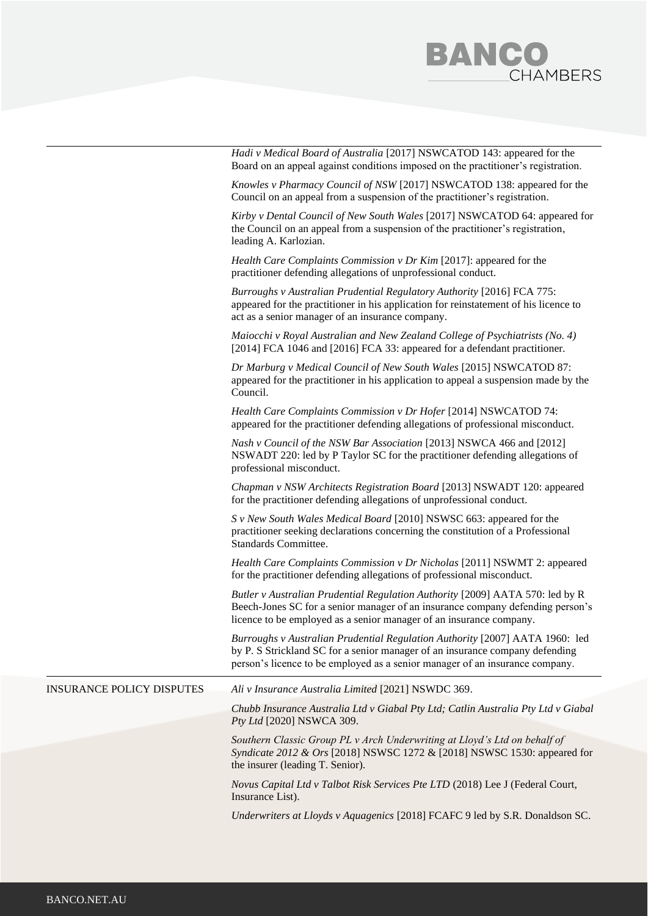*Hadi v Medical Board of Australia* [2017] NSWCATOD 143: appeared for the Board on an appeal against conditions imposed on the practitioner's registration.

*Knowles v Pharmacy Council of NSW* [2017] NSWCATOD 138: appeared for the Council on an appeal from a suspension of the practitioner's registration.

*Kirby v Dental Council of New South Wales* [2017] NSWCATOD 64: appeared for the Council on an appeal from a suspension of the practitioner's registration, leading A. Karlozian.

*Health Care Complaints Commission v Dr Kim* [2017]: appeared for the practitioner defending allegations of unprofessional conduct.

*Burroughs v Australian Prudential Regulatory Authority* [2016] FCA 775: appeared for the practitioner in his application for reinstatement of his licence to act as a senior manager of an insurance company.

*Maiocchi v Royal Australian and New Zealand College of Psychiatrists (No. 4)* [2014] FCA 1046 and [2016] FCA 33: appeared for a defendant practitioner.

*Dr Marburg v Medical Council of New South Wales* [2015] NSWCATOD 87: appeared for the practitioner in his application to appeal a suspension made by the Council.

*Health Care Complaints Commission v Dr Hofer* [2014] NSWCATOD 74: appeared for the practitioner defending allegations of professional misconduct.

*Nash v Council of the NSW Bar Association* [2013] NSWCA 466 and [2012] NSWADT 220: led by P Taylor SC for the practitioner defending allegations of professional misconduct.

*Chapman v NSW Architects Registration Board* [2013] NSWADT 120: appeared for the practitioner defending allegations of unprofessional conduct.

*S v New South Wales Medical Board* [2010] NSWSC 663: appeared for the practitioner seeking declarations concerning the constitution of a Professional Standards Committee.

*Health Care Complaints Commission v Dr Nicholas* [2011] NSWMT 2: appeared for the practitioner defending allegations of professional misconduct.

*Butler v Australian Prudential Regulation Authority* [2009] AATA 570: led by R Beech-Jones SC for a senior manager of an insurance company defending person's licence to be employed as a senior manager of an insurance company.

*Burroughs v Australian Prudential Regulation Authority* [2007] AATA 1960: led by P. S Strickland SC for a senior manager of an insurance company defending person's licence to be employed as a senior manager of an insurance company.

## INSURANCE POLICY DISPUTES

*Ali v Insurance Australia Limited* [2021] NSWDC 369.

*Chubb Insurance Australia Ltd v Giabal Pty Ltd; Catlin Australia Pty Ltd v Giabal Pty Ltd* [2020] NSWCA 309.

*Southern Classic Group PL v Arch Underwriting at Lloyd's Ltd on behalf of Syndicate 2012 & Ors* [2018] NSWSC 1272 & [2018] NSWSC 1530: appeared for the insurer (leading T. Senior).

*Novus Capital Ltd v Talbot Risk Services Pte LTD* (2018) Lee J (Federal Court, Insurance List).

*Underwriters at Lloyds v Aquagenics* [2018] FCAFC 9 led by S.R. Donaldson SC.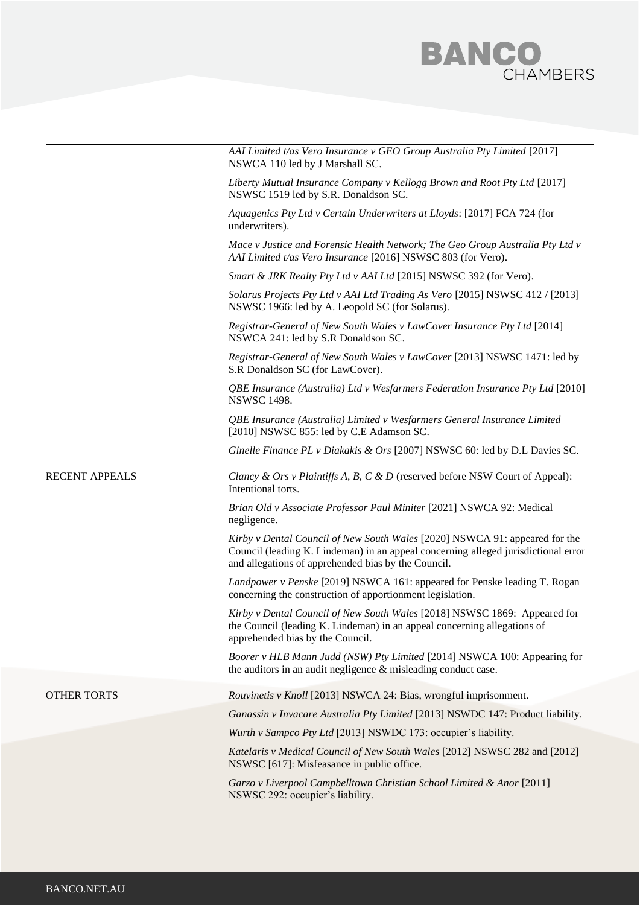| | |
|---|---|
| | *AAI Limited t/as Vero Insurance v GEO Group Australia Pty Limited* [2017] NSWCA 110 led by J Marshall SC. |
| | *Liberty Mutual Insurance Company v Kellogg Brown and Root Pty Ltd* [2017] NSWSC 1519 led by S.R. Donaldson SC. |
| | *Aquagenics Pty Ltd v Certain Underwriters at Lloyds*: [2017] FCA 724 (for underwriters). |
| | *Mace v Justice and Forensic Health Network; The Geo Group Australia Pty Ltd v AAI Limited t/as Vero Insurance* [2016] NSWSC 803 (for Vero). |
| | *Smart & JRK Realty Pty Ltd v AAI Ltd* [2015] NSWSC 392 (for Vero). |
| | *Solarus Projects Pty Ltd v AAI Ltd Trading As Vero* [2015] NSWSC 412 / [2013] NSWSC 1966: led by A. Leopold SC (for Solarus). |
| | *Registrar-General of New South Wales v LawCover Insurance Pty Ltd* [2014] NSWCA 241: led by S.R Donaldson SC. |
| | *Registrar-General of New South Wales v LawCover* [2013] NSWSC 1471: led by S.R Donaldson SC (for LawCover). |
| | *QBE Insurance (Australia) Ltd v Wesfarmers Federation Insurance Pty Ltd* [2010] NSWSC 1498. |
| | *QBE Insurance (Australia) Limited v Wesfarmers General Insurance Limited* [2010] NSWSC 855: led by C.E Adamson SC. |
| | *Ginelle Finance PL v Diakakis & Ors* [2007] NSWSC 60: led by D.L Davies SC. |
| RECENT APPEALS | *Clancy & Ors v Plaintiffs A, B, C & D* (reserved before NSW Court of Appeal): Intentional torts. |
| | *Brian Old v Associate Professor Paul Miniter* [2021] NSWCA 92: Medical negligence. |
| | *Kirby v Dental Council of New South Wales* [2020] NSWCA 91: appeared for the Council (leading K. Lindeman) in an appeal concerning alleged jurisdictional error and allegations of apprehended bias by the Council. |
| | *Landpower v Penske* [2019] NSWCA 161: appeared for Penske leading T. Rogan concerning the construction of apportionment legislation. |
| | *Kirby v Dental Council of New South Wales* [2018] NSWSC 1869: Appeared for the Council (leading K. Lindeman) in an appeal concerning allegations of apprehended bias by the Council. |
| | *Boorer v HLB Mann Judd (NSW) Pty Limited* [2014] NSWCA 100: Appearing for the auditors in an audit negligence & misleading conduct case. |
| OTHER TORTS | *Rouvinetis v Knoll* [2013] NSWCA 24: Bias, wrongful imprisonment. |
| | *Ganassin v Invacare Australia Pty Limited* [2013] NSWDC 147: Product liability. |
| | *Wurth v Sampco Pty Ltd* [2013] NSWDC 173: occupier's liability. |
| | *Katelaris v Medical Council of New South Wales* [2012] NSWSC 282 and [2012] NSWSC [617]: Misfeasance in public office. |
| | *Garzo v Liverpool Campbelltown Christian School Limited & Anor* [2011] NSWSC 292: occupier's liability. |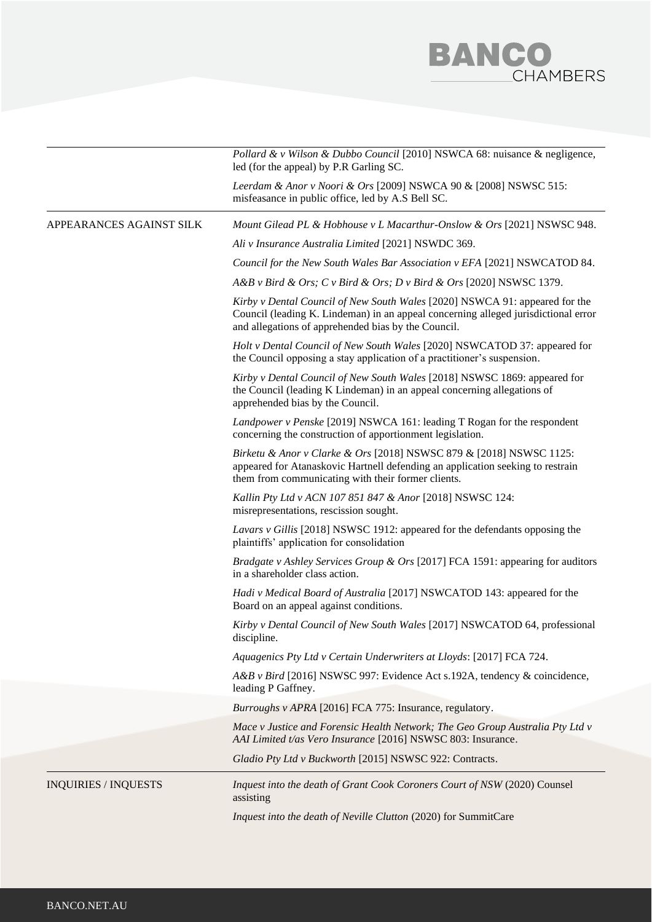| | |
|---|---|
| | *Pollard & v Wilson & Dubbo Council* [2010] NSWCA 68: nuisance & negligence, led (for the appeal) by P.R Garling SC. |
| | *Leerdam & Anor v Noori & Ors* [2009] NSWCA 90 & [2008] NSWSC 515: misfeasance in public office, led by A.S Bell SC. |
| APPEARANCES AGAINST SILK | *Mount Gilead PL & Hobhouse v L Macarthur-Onslow & Ors* [2021] NSWSC 948. |
| | *Ali v Insurance Australia Limited* [2021] NSWDC 369. |
| | *Council for the New South Wales Bar Association v EFA* [2021] NSWCATOD 84. |
| | *A&B v Bird & Ors; C v Bird & Ors; D v Bird & Ors* [2020] NSWSC 1379. |
| | *Kirby v Dental Council of New South Wales* [2020] NSWCA 91: appeared for the Council (leading K. Lindeman) in an appeal concerning alleged jurisdictional error and allegations of apprehended bias by the Council. |
| | *Holt v Dental Council of New South Wales* [2020] NSWCATOD 37: appeared for the Council opposing a stay application of a practitioner's suspension. |
| | *Kirby v Dental Council of New South Wales* [2018] NSWSC 1869: appeared for the Council (leading K Lindeman) in an appeal concerning allegations of apprehended bias by the Council. |
| | *Landpower v Penske* [2019] NSWCA 161: leading T Rogan for the respondent concerning the construction of apportionment legislation. |
| | *Birketu & Anor v Clarke & Ors* [2018] NSWSC 879 & [2018] NSWSC 1125: appeared for Atanaskovic Hartnell defending an application seeking to restrain them from communicating with their former clients. |
| | *Kallin Pty Ltd v ACN 107 851 847 & Anor* [2018] NSWSC 124: misrepresentations, rescission sought. |
| | *Lavars v Gillis* [2018] NSWSC 1912: appeared for the defendants opposing the plaintiffs' application for consolidation |
| | *Bradgate v Ashley Services Group & Ors* [2017] FCA 1591: appearing for auditors in a shareholder class action. |
| | *Hadi v Medical Board of Australia* [2017] NSWCATOD 143: appeared for the Board on an appeal against conditions. |
| | *Kirby v Dental Council of New South Wales* [2017] NSWCATOD 64, professional discipline. |
| | *Aquagenics Pty Ltd v Certain Underwriters at Lloyds*: [2017] FCA 724. |
| | *A&B v Bird* [2016] NSWSC 997: Evidence Act s.192A, tendency & coincidence, leading P Gaffney. |
| | *Burroughs v APRA* [2016] FCA 775: Insurance, regulatory. |
| | *Mace v Justice and Forensic Health Network; The Geo Group Australia Pty Ltd v AAI Limited t/as Vero Insurance* [2016] NSWSC 803: Insurance. |
| | *Gladio Pty Ltd v Buckworth* [2015] NSWSC 922: Contracts. |
| INQUIRIES / INQUESTS | *Inquest into the death of Grant Cook Coroners Court of NSW* (2020) Counsel assisting |
| | *Inquest into the death of Neville Clutton* (2020) for SummitCare |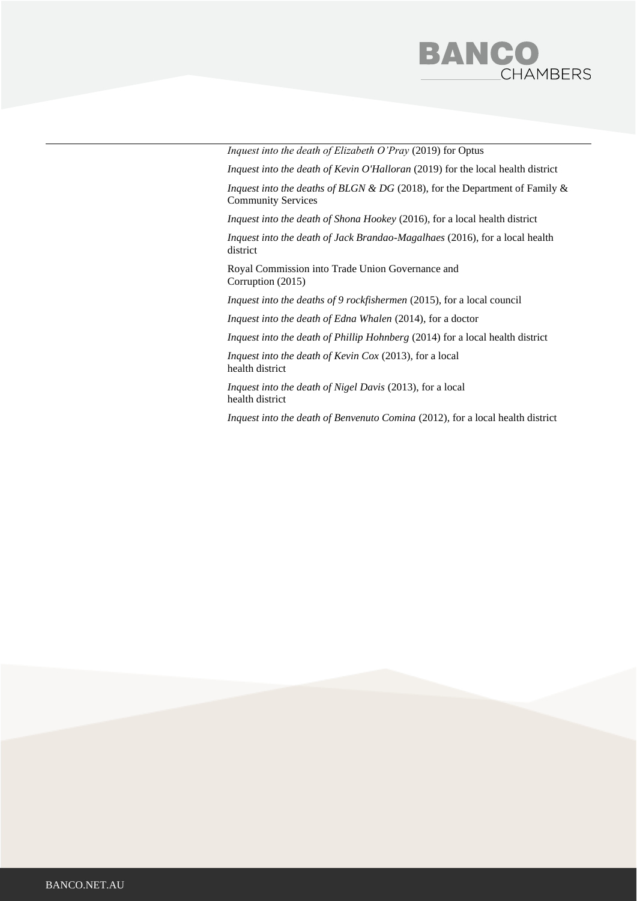*Inquest into the death of Elizabeth O'Pray* (2019) for Optus

*Inquest into the death of Kevin O'Halloran* (2019) for the local health district

*Inquest into the deaths of BLGN & DG* (2018), for the Department of Family & Community Services

*Inquest into the death of Shona Hookey* (2016), for a local health district

*Inquest into the death of Jack Brandao-Magalhaes* (2016), for a local health district

Royal Commission into Trade Union Governance and Corruption (2015)

*Inquest into the deaths of 9 rockfishermen* (2015), for a local council

*Inquest into the death of Edna Whalen* (2014), for a doctor

*Inquest into the death of Phillip Hohnberg* (2014) for a local health district

*Inquest into the death of Kevin Cox* (2013), for a local health district

*Inquest into the death of Nigel Davis* (2013), for a local health district

*Inquest into the death of Benvenuto Comina* (2012), for a local health district